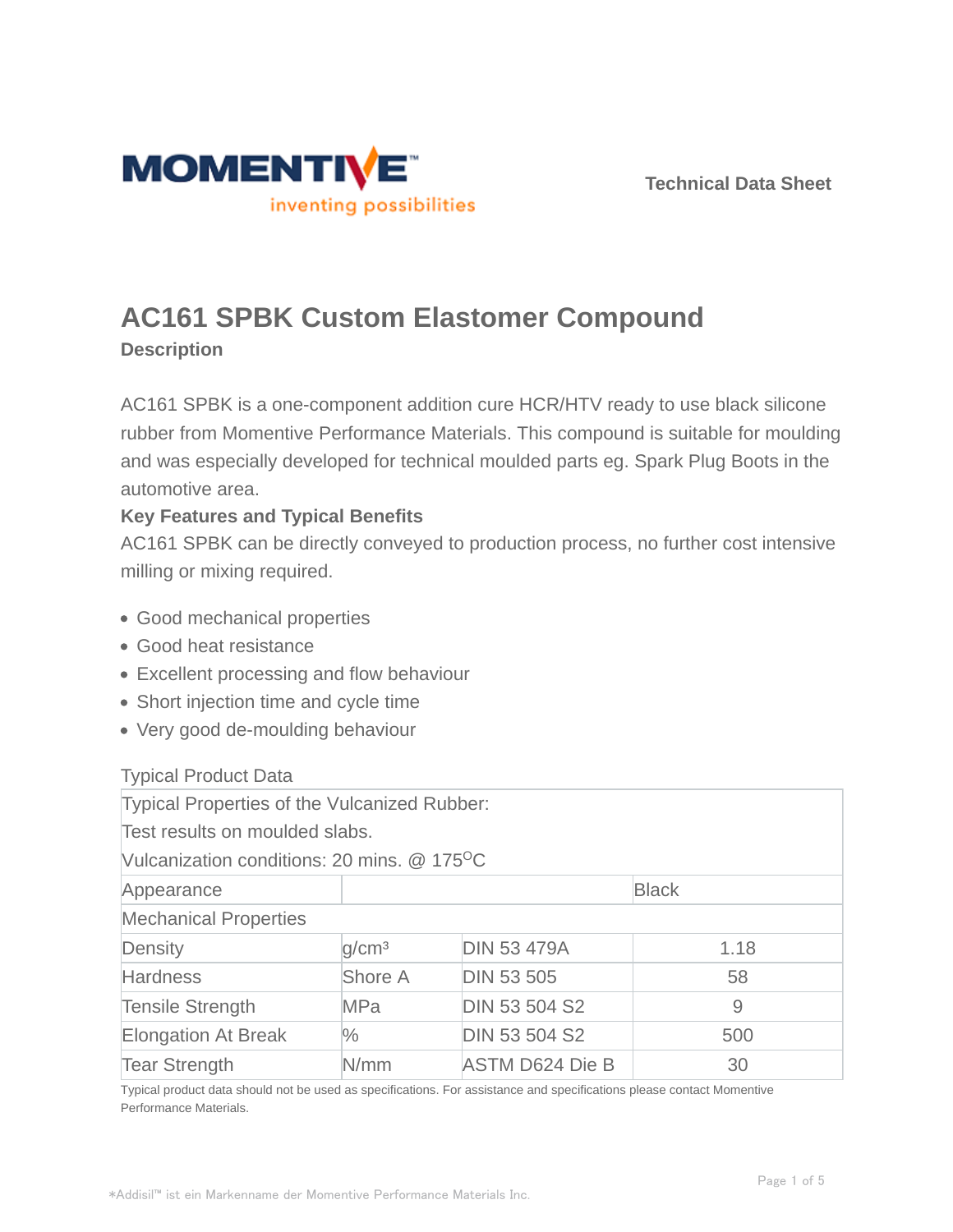Technical Data Sheet

# AC161 SPBK Custom Elastomer Compound

## Description

AC161 SPBK is a one-component addition cure HCR/HTV ready to use black silicone rubber from Momentive Performance Materials. This compound is suitable for moulding and was especially developed for technical moulded parts eg. Spark Plug Boots in the automotive area.

### Key Features and Typical Benefits

AC161 SPBK can be directly conveyed to production process, no further cost intensive milling or mixing required.

- Good mechanical properties
- Good heat resistance
- Excellent processing and flow behaviour
- Short injection time and cycle time
- Very good de-moulding behaviour

Typical Product Data

| Typical Properties of the Vulcanized Rubber: Test results on moulded slabs. Vulcanization conditions: 20 mins. @ 175$^{O}$C | | | |
|---|---|---|---|
| Appearance | | | Black |
| Mechanical Properties | | | |
| Density | g/cm³ | DIN 53 479A | 1.18 |
| Hardness | Shore A | DIN 53 505 | 58 |
| Tensile Strength | MPa | DIN 53 504 S2 | 9 |
| Elongation At Break | % | DIN 53 504 S2 | 500 |
| Tear Strength | N/mm | ASTM D624 Die B | 30 |

Typical product data should not be used as specifications. For assistance and specifications please contact Momentive Performance Materials.

*Addisil™ ist ein Markenname der Momentive Performance Materials Inc.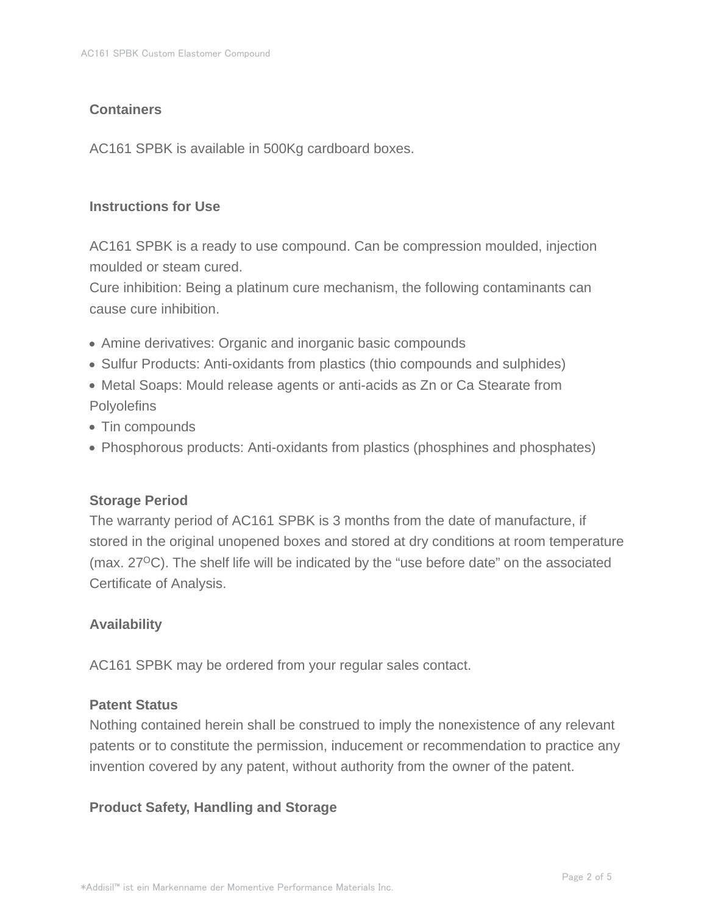## Containers

AC161 SPBK is available in 500Kg cardboard boxes.

## Instructions for Use

AC161 SPBK is a ready to use compound. Can be compression moulded, injection moulded or steam cured.
Cure inhibition: Being a platinum cure mechanism, the following contaminants can cause cure inhibition.

- Amine derivatives: Organic and inorganic basic compounds
- Sulfur Products: Anti-oxidants from plastics (thio compounds and sulphides)
- Metal Soaps: Mould release agents or anti-acids as Zn or Ca Stearate from Polyolefins
- Tin compounds
- Phosphorous products: Anti-oxidants from plastics (phosphines and phosphates)

## Storage Period

The warranty period of AC161 SPBK is 3 months from the date of manufacture, if stored in the original unopened boxes and stored at dry conditions at room temperature (max. $27^{O}C$). The shelf life will be indicated by the "use before date" on the associated Certificate of Analysis.

## Availability

AC161 SPBK may be ordered from your regular sales contact.

## Patent Status

Nothing contained herein shall be construed to imply the nonexistence of any relevant patents or to constitute the permission, inducement or recommendation to practice any invention covered by any patent, without authority from the owner of the patent.

## Product Safety, Handling and Storage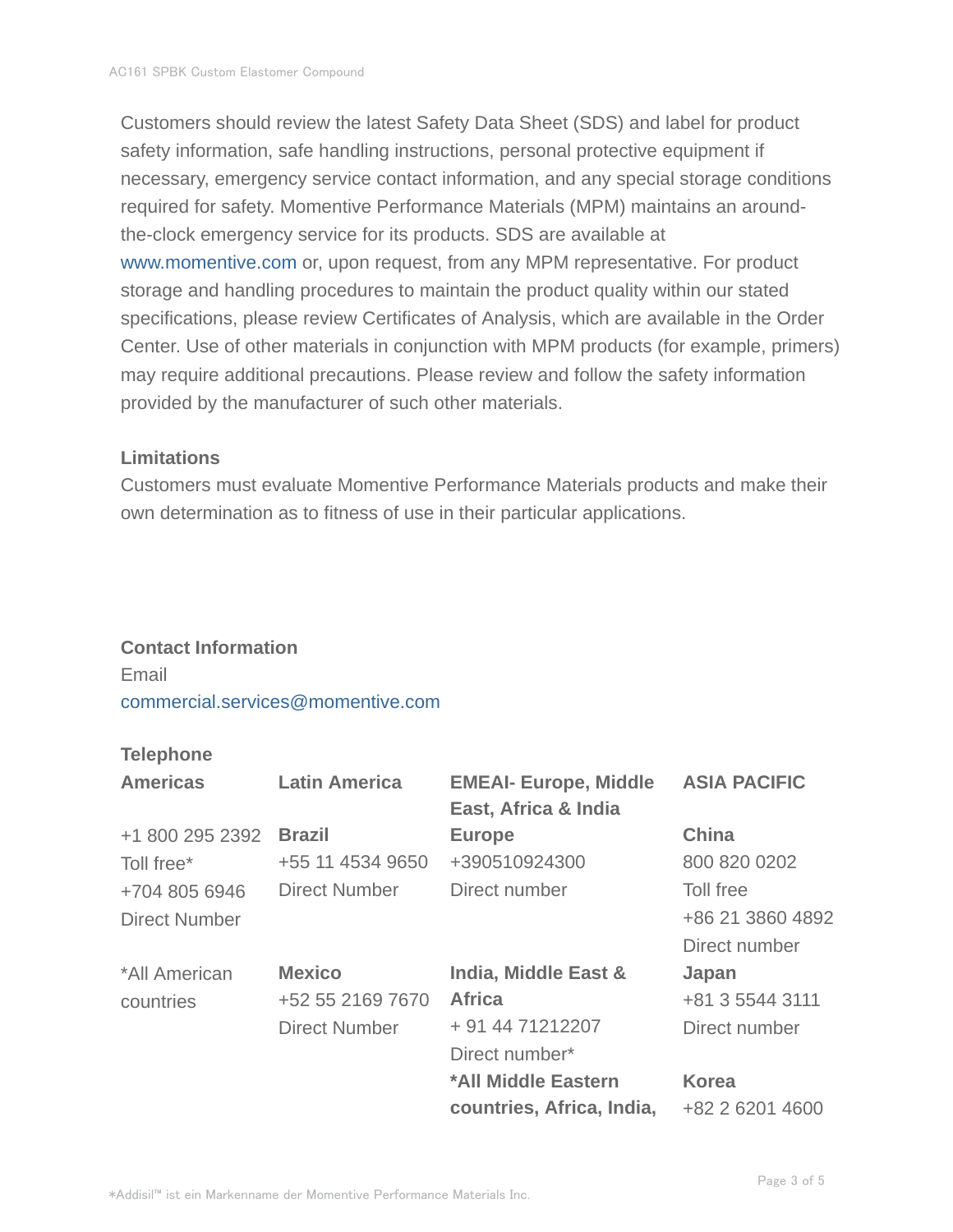Customers should review the latest Safety Data Sheet (SDS) and label for product safety information, safe handling instructions, personal protective equipment if necessary, emergency service contact information, and any special storage conditions required for safety. Momentive Performance Materials (MPM) maintains an around-the-clock emergency service for its products. SDS are available at www.momentive.com or, upon request, from any MPM representative. For product storage and handling procedures to maintain the product quality within our stated specifications, please review Certificates of Analysis, which are available in the Order Center. Use of other materials in conjunction with MPM products (for example, primers) may require additional precautions. Please review and follow the safety information provided by the manufacturer of such other materials.

### Limitations

Customers must evaluate Momentive Performance Materials products and make their own determination as to fitness of use in their particular applications.

### Contact Information

Email

commercial.services@momentive.com

### Telephone

| Americas | Latin America | EMEAI- Europe, Middle East, Africa & India | ASIA PACIFIC |
|---|---|---|---|
| +1 800 295 2392<br>Toll free*<br>+704 805 6946<br>Direct Number | **Brazil**<br>+55 11 4534 9650<br>Direct Number | **Europe**<br>+390510924300<br>Direct number | **China**<br>800 820 0202<br>Toll free<br>+86 21 3860 4892<br>Direct number |
| *All American countries | **Mexico**<br>+52 55 2169 7670<br>Direct Number | **India, Middle East & Africa**<br>+ 91 44 71212207<br>Direct number* | **Japan**<br>+81 3 5544 3111<br>Direct number |
| | | ***All Middle Eastern countries, Africa, India,** | **Korea**<br>+82 2 6201 4600 |

*Addisil™ ist ein Markenname der Momentive Performance Materials Inc.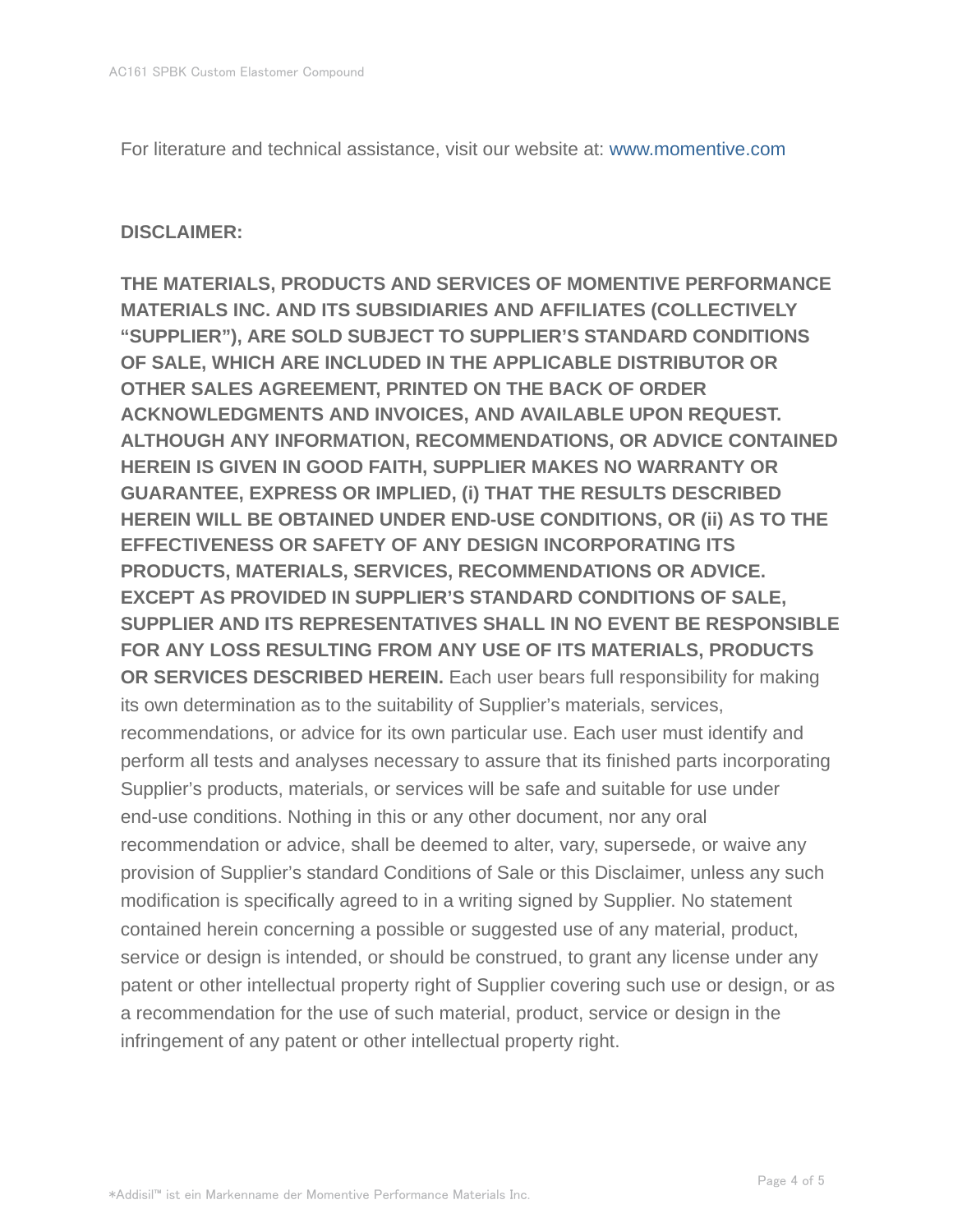For literature and technical assistance, visit our website at: www.momentive.com

**DISCLAIMER:**

**THE MATERIALS, PRODUCTS AND SERVICES OF MOMENTIVE PERFORMANCE MATERIALS INC. AND ITS SUBSIDIARIES AND AFFILIATES (COLLECTIVELY "SUPPLIER"), ARE SOLD SUBJECT TO SUPPLIER'S STANDARD CONDITIONS OF SALE, WHICH ARE INCLUDED IN THE APPLICABLE DISTRIBUTOR OR OTHER SALES AGREEMENT, PRINTED ON THE BACK OF ORDER ACKNOWLEDGMENTS AND INVOICES, AND AVAILABLE UPON REQUEST. ALTHOUGH ANY INFORMATION, RECOMMENDATIONS, OR ADVICE CONTAINED HEREIN IS GIVEN IN GOOD FAITH, SUPPLIER MAKES NO WARRANTY OR GUARANTEE, EXPRESS OR IMPLIED, (i) THAT THE RESULTS DESCRIBED HEREIN WILL BE OBTAINED UNDER END-USE CONDITIONS, OR (ii) AS TO THE EFFECTIVENESS OR SAFETY OF ANY DESIGN INCORPORATING ITS PRODUCTS, MATERIALS, SERVICES, RECOMMENDATIONS OR ADVICE. EXCEPT AS PROVIDED IN SUPPLIER'S STANDARD CONDITIONS OF SALE, SUPPLIER AND ITS REPRESENTATIVES SHALL IN NO EVENT BE RESPONSIBLE FOR ANY LOSS RESULTING FROM ANY USE OF ITS MATERIALS, PRODUCTS OR SERVICES DESCRIBED HEREIN.** Each user bears full responsibility for making its own determination as to the suitability of Supplier's materials, services, recommendations, or advice for its own particular use. Each user must identify and perform all tests and analyses necessary to assure that its finished parts incorporating Supplier's products, materials, or services will be safe and suitable for use under end-use conditions. Nothing in this or any other document, nor any oral recommendation or advice, shall be deemed to alter, vary, supersede, or waive any provision of Supplier's standard Conditions of Sale or this Disclaimer, unless any such modification is specifically agreed to in a writing signed by Supplier. No statement contained herein concerning a possible or suggested use of any material, product, service or design is intended, or should be construed, to grant any license under any patent or other intellectual property right of Supplier covering such use or design, or as a recommendation for the use of such material, product, service or design in the infringement of any patent or other intellectual property right.

*Addisil™ ist ein Markenname der Momentive Performance Materials Inc.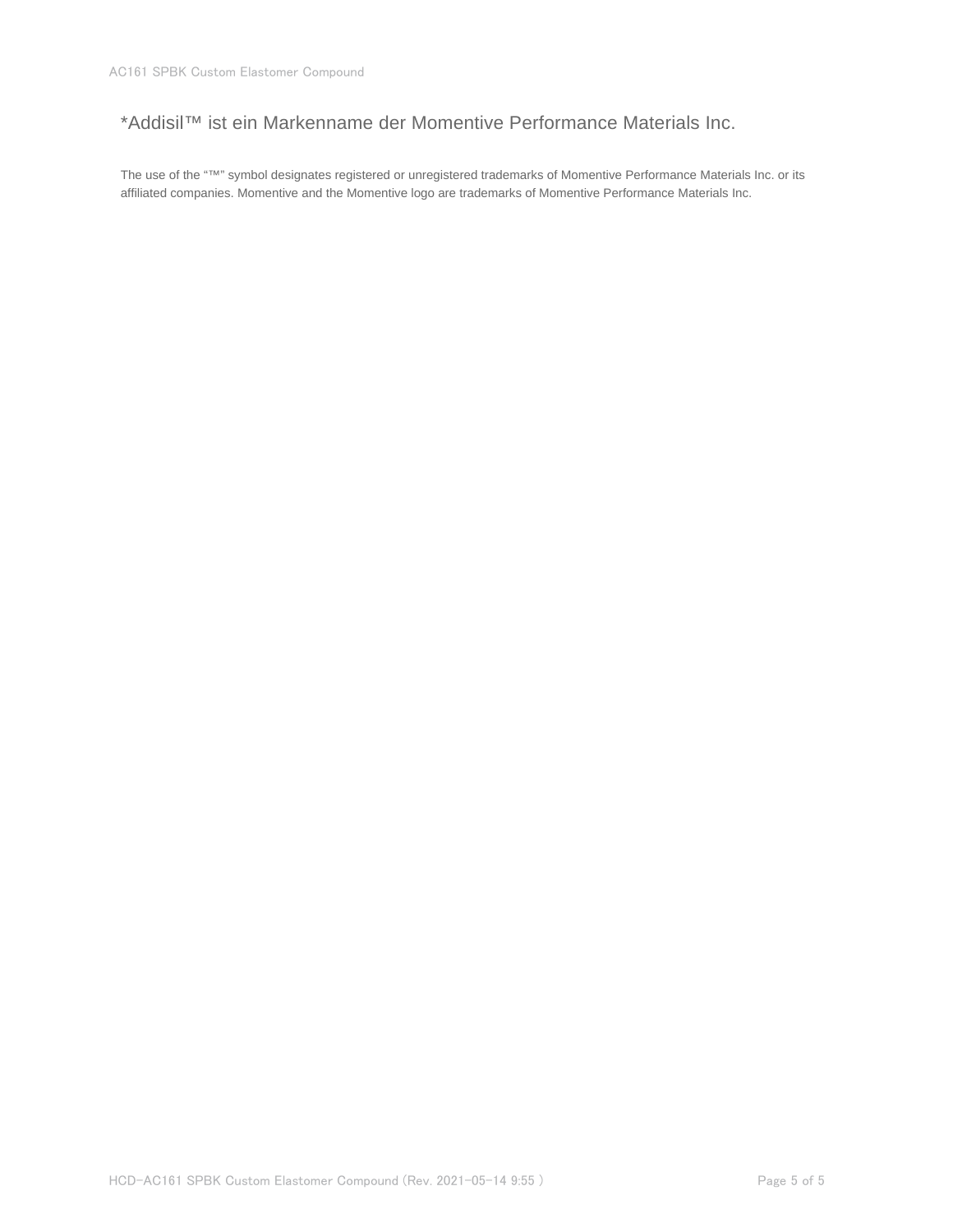*Addisil™ ist ein Markenname der Momentive Performance Materials Inc.

The use of the "™" symbol designates registered or unregistered trademarks of Momentive Performance Materials Inc. or its affiliated companies. Momentive and the Momentive logo are trademarks of Momentive Performance Materials Inc.